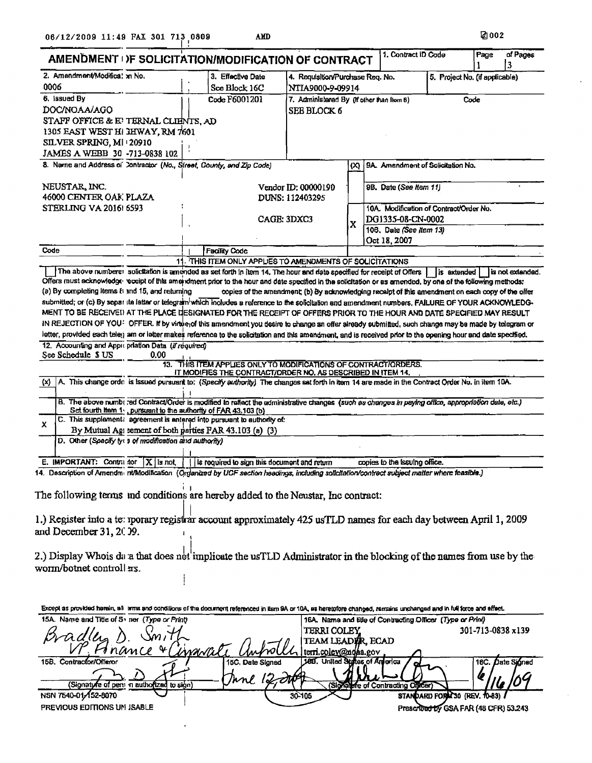06/12/2009 11:49 FAX 301 713 0809 AMD 002

# AMENDMENT OF SOLICITATION/MODIFICATION OF CONTRACT

| 1. Contract ID Code | Page | of Pages |
|---|---|---|
| | 1 | 3 |

| 2. Amendment/Modification No. | 3. Effective Date | 4. Requisition/Purchase Req. No. | 5. Project No. (if applicable) |
|---|---|---|---|
| 0006 | See Block 16C | NTIA9000-9-09914 | |

**6. Issued By** Code F6001201

DOC/NOAA/AGO
STAFF OFFICE & EXTERNAL CLIENTS, AD
1305 EAST WEST HIGHWAY, RM 7601
SILVER SPRING, MD 20910
JAMES A WEBB 301-713-0838 102

**7. Administered By (If other than Item 6)** Code

SEE BLOCK 6

**8. Name and Address of Contractor (No., Street, County, and Zip Code)**

NEUSTAR, INC.
46000 CENTER OAK PLAZA
STERLING VA 20166 6593

Vendor ID: 00000190
DUNS: 112403295
CAGE: 3DXC3

| (X) | |
|---|---|
| | 9A. Amendment of Solicitation No. |
| | 9B. Date (See Item 11) |
| X | 10A. Modification of Contract/Order No. DG1335-08-CN-0002 |
| | 10B. Date (See Item 13) Oct 18, 2007 |

Code | Facility Code

**11. THIS ITEM ONLY APPLIES TO AMENDMENTS OF SOLICITATIONS**

☐ The above numbered solicitation is amended as set forth in Item 14. The hour and date specified for receipt of Offers ☐ is extended ☐ is not extended. Offers must acknowledge receipt of this amendment prior to the hour and date specified in the solicitation or as amended, by one of the following methods: (a) By completing Items 8 and 15, and returning copies of the amendment; (b) By acknowledging receipt of this amendment on each copy of the offer submitted; or (c) By separate letter or telegram which includes a reference to the solicitation and amendment numbers. FAILURE OF YOUR ACKNOWLEDGMENT TO BE RECEIVED AT THE PLACE DESIGNATED FOR THE RECEIPT OF OFFERS PRIOR TO THE HOUR AND DATE SPECIFIED MAY RESULT IN REJECTION OF YOUR OFFER. If by virtue of this amendment you desire to change an offer already submitted, such change may be made by telegram or letter, provided each telegram or letter makes reference to the solicitation and this amendment, and is received prior to the opening hour and date specified.

**12. Accounting and Appropriation Data (if required)**
See Schedule $ US 0.00

**13. THIS ITEM APPLIES ONLY TO MODIFICATIONS OF CONTRACT/ORDERS. IT MODIFIES THE CONTRACT/ORDER NO. AS DESCRIBED IN ITEM 14.**

| (x) | |
|---|---|
| | A. This change order is issued pursuant to: *(Specify authority)* The changes set forth in item 14 are made in the Contract Order No. in item 10A. |
| | B. The above numbered Contract/Order is modified to reflect the administrative changes *(such as changes in paying office, appropriation date, etc.)* Set fourth Item 14, pursuant to the authority of FAR 43.103 (b) |
| X | C. This supplemental agreement is entered into pursuant to authority of: By Mutual Agreement of both parties FAR 43.103 (a) (3) |
| | D. Other *(Specify type of modification and authority)* |

E. IMPORTANT: Contractor [X] is not, [ ] is required to sign this document and return copies to the issuing office.

**14. Description of Amendment/Modification** *(Organized by UCF section headings, including solicitation/contract subject matter where feasible.)*

The following terms and conditions are hereby added to the Neustar, Inc contract:

1.) Register into a temporary registrar account approximately 425 usTLD names for each day between April 1, 2009 and December 31, 2009.

2.) Display Whois data that does not implicate the usTLD Administrator in the blocking of the names from use by the worm/botnet controllers.

Except as provided herein, all terms and conditions of the document referenced in Item 9A or 10A, as heretofore changed, remains unchanged and in full force and effect.

| 15A. Name and Title of Signer (Type or Print) | | 16A. Name and title of Contracting Officer (Type or Print) | |
|---|---|---|---|
| Bradley D. Smith, VP Finance & Corporate Controller | | TERRI COLEY, TEAM LEADER, ECAD, terri.coley@noaa.gov | 301-713-0838 x139 |
| 15B. Contractor/Offeror | 15C. Date Signed | 16B. United States of America | 16C. Date Signed |
| [signature] (Signature of person authorized to sign) | June 12, 2009 | [signature] (Signature of Contracting Officer) | 6/16/09 |

NSN 7540-01-152-8070 30-105 STANDARD FORM 30 (REV. 10-83)
PREVIOUS EDITIONS UNUSABLE Prescribed by GSA FAR (48 CFR) 53.243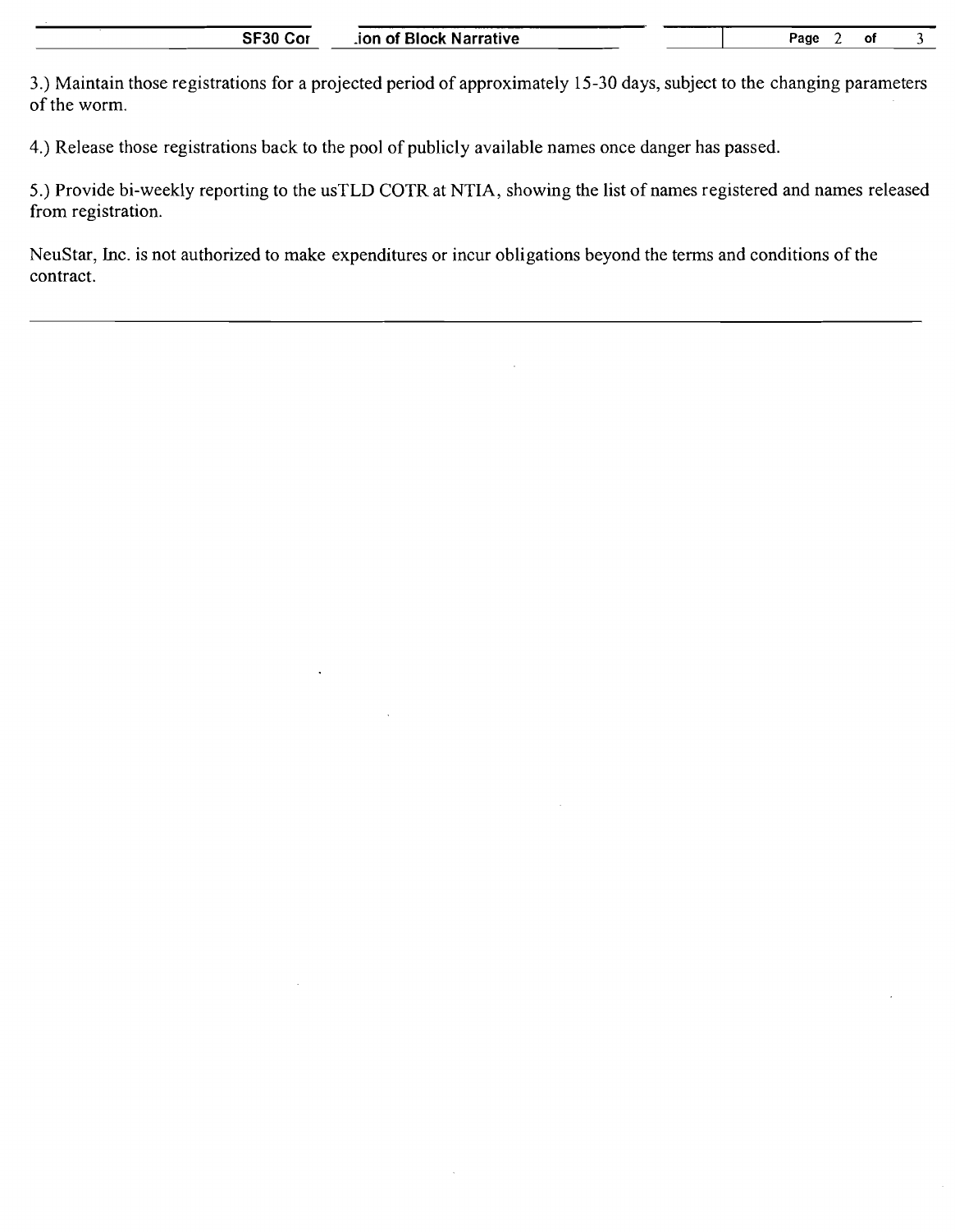3.) Maintain those registrations for a projected period of approximately 15-30 days, subject to the changing parameters of the worm.

4.) Release those registrations back to the pool of publicly available names once danger has passed.

5.) Provide bi-weekly reporting to the usTLD COTR at NTIA, showing the list of names registered and names released from registration.

NeuStar, Inc. is not authorized to make expenditures or incur obligations beyond the terms and conditions of the contract.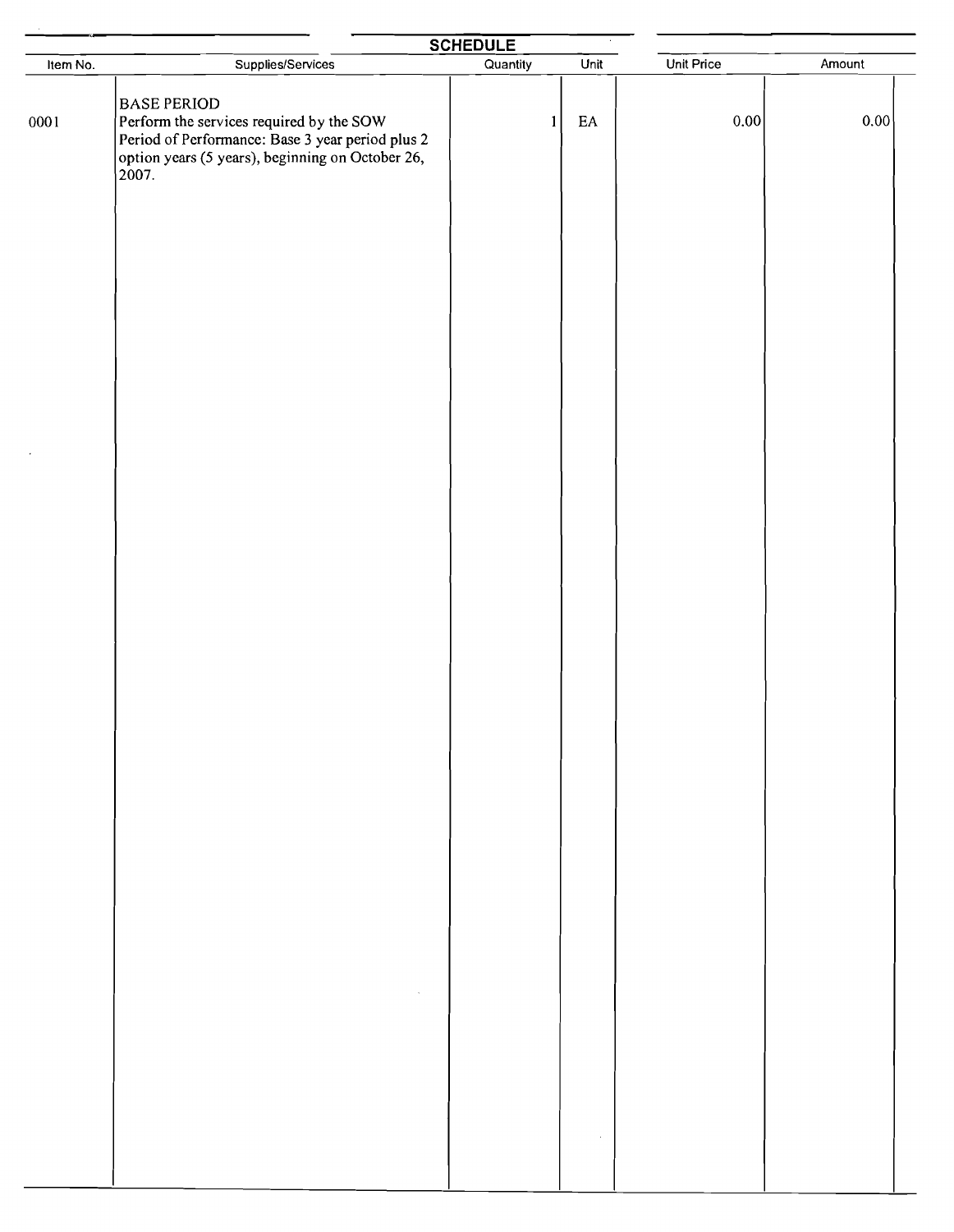## SCHEDULE

| Item No. | Supplies/Services | Quantity | Unit | Unit Price | Amount |
|---|---|---|---|---|---|
| 0001 | BASE PERIOD<br>Perform the services required by the SOW<br>Period of Performance: Base 3 year period plus 2 option years (5 years), beginning on October 26, 2007. | 1 | EA | 0.00 | 0.00 |